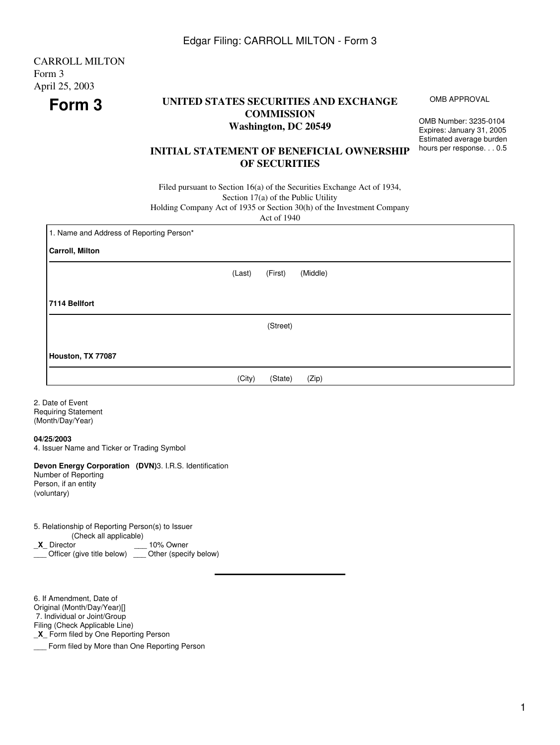CARROLL MILTON
Form 3
April 25, 2003

# Form 3

**UNITED STATES SECURITIES AND EXCHANGE COMMISSION**
**Washington, DC 20549**

OMB APPROVAL

OMB Number: 3235-0104
Expires: January 31, 2005
Estimated average burden hours per response. . . 0.5

**INITIAL STATEMENT OF BENEFICIAL OWNERSHIP OF SECURITIES**

Filed pursuant to Section 16(a) of the Securities Exchange Act of 1934, Section 17(a) of the Public Utility Holding Company Act of 1935 or Section 30(h) of the Investment Company Act of 1940

1. Name and Address of Reporting Person*

**Carroll, Milton**

(Last) (First) (Middle)

**7114 Bellfort**

(Street)

**Houston, TX 77087**

(City) (State) (Zip)

2. Date of Event Requiring Statement (Month/Day/Year)

**04/25/2003**

4. Issuer Name and Ticker or Trading Symbol

**Devon Energy Corporation (DVN)**

3. I.R.S. Identification Number of Reporting Person, if an entity (voluntary)

5. Relationship of Reporting Person(s) to Issuer
(Check all applicable)

_**X**_ Director ___ 10% Owner
___ Officer (give title below) ___ Other (specify below)

6. If Amendment, Date of Original (Month/Day/Year)[]

7. Individual or Joint/Group Filing (Check Applicable Line)

_**X**_ Form filed by One Reporting Person

___ Form filed by More than One Reporting Person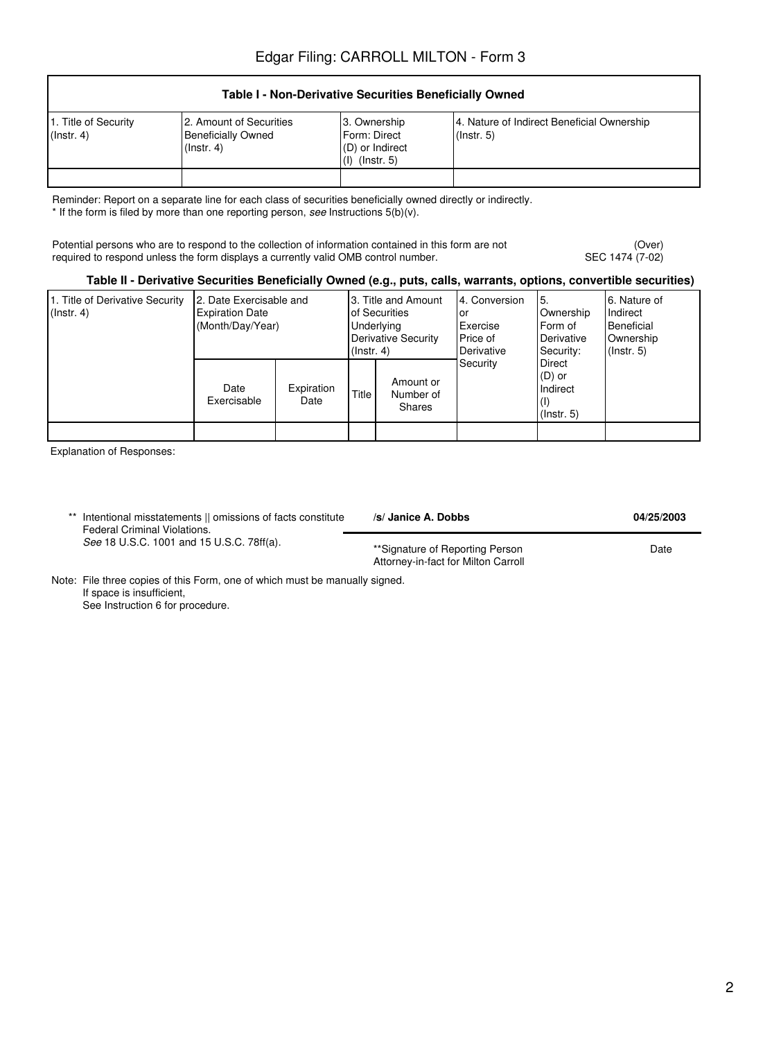## Table I - Non-Derivative Securities Beneficially Owned

| 1. Title of Security (Instr. 4) | 2. Amount of Securities Beneficially Owned (Instr. 4) | 3. Ownership Form: Direct (D) or Indirect (I) (Instr. 5) | 4. Nature of Indirect Beneficial Ownership (Instr. 5) |
|---|---|---|---|
| | | | |

Reminder: Report on a separate line for each class of securities beneficially owned directly or indirectly.
* If the form is filed by more than one reporting person, *see* Instructions 5(b)(v).

Potential persons who are to respond to the collection of information contained in this form are not required to respond unless the form displays a currently valid OMB control number.

(Over)
SEC 1474 (7-02)

## Table II - Derivative Securities Beneficially Owned (e.g., puts, calls, warrants, options, convertible securities)

| 1. Title of Derivative Security (Instr. 4) | 2. Date Exercisable and Expiration Date (Month/Day/Year) | | 3. Title and Amount of Securities Underlying Derivative Security (Instr. 4) | | 4. Conversion or Exercise Price of Derivative Security | 5. Ownership Form of Derivative Security: Direct (D) or Indirect (I) (Instr. 5) | 6. Nature of Indirect Beneficial Ownership (Instr. 5) |
|---|---|---|---|---|---|---|---|
| | Date Exercisable | Expiration Date | Title | Amount or Number of Shares | | | |
| | | | | | | | |

Explanation of Responses:

** Intentional misstatements || omissions of facts constitute Federal Criminal Violations.
*See* 18 U.S.C. 1001 and 15 U.S.C. 78ff(a).

**/s/ Janice A. Dobbs** — **04/25/2003**

**Signature of Reporting Person
Attorney-in-fact for Milton Carroll — Date

Note: File three copies of this Form, one of which must be manually signed.
If space is insufficient,
See Instruction 6 for procedure.